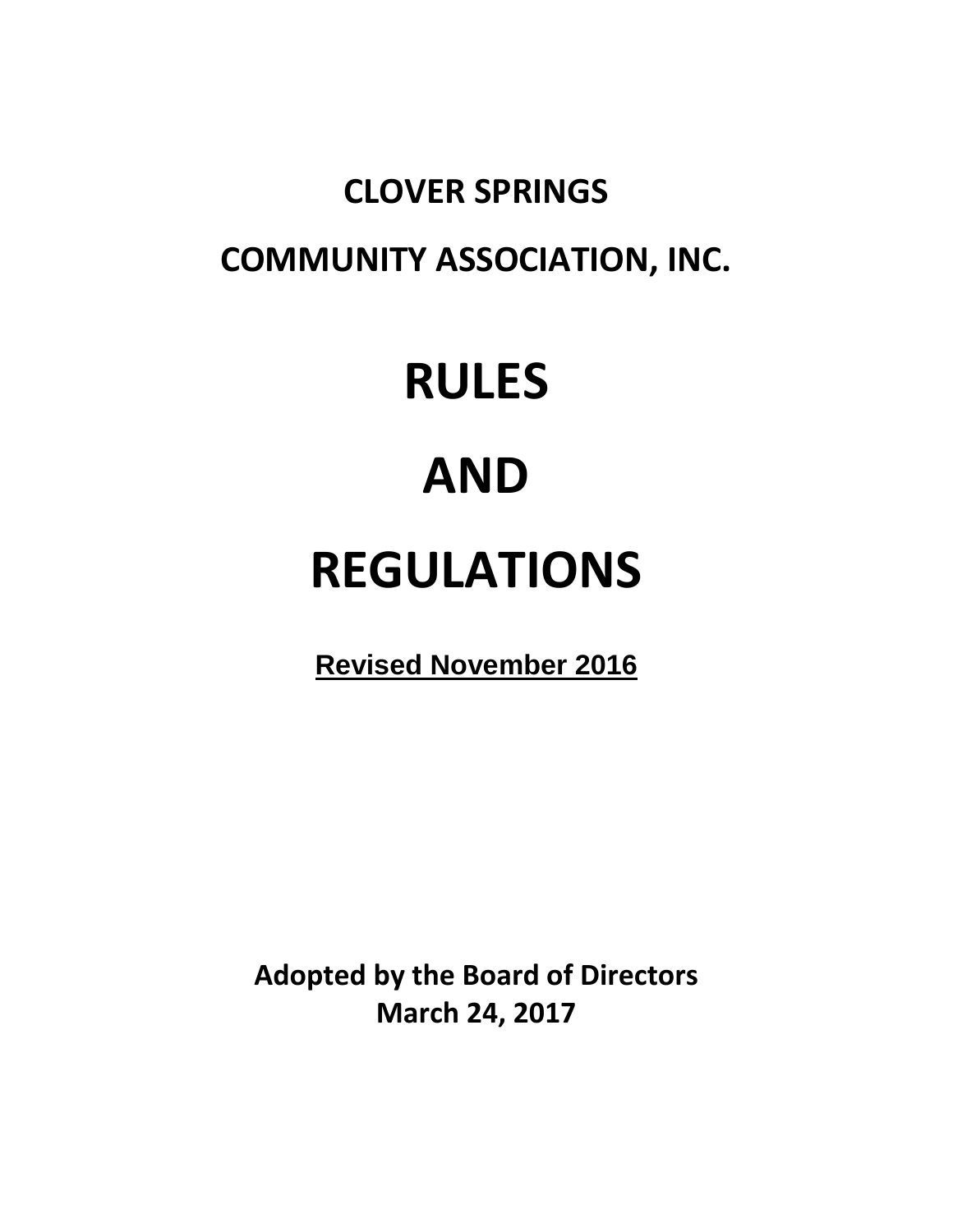# CLOVER SPRINGS

# COMMUNITY ASSOCIATION, INC.

# RULES

# AND

# REGULATIONS

**Revised November 2016**

**Adopted by the Board of Directors**
**March 24, 2017**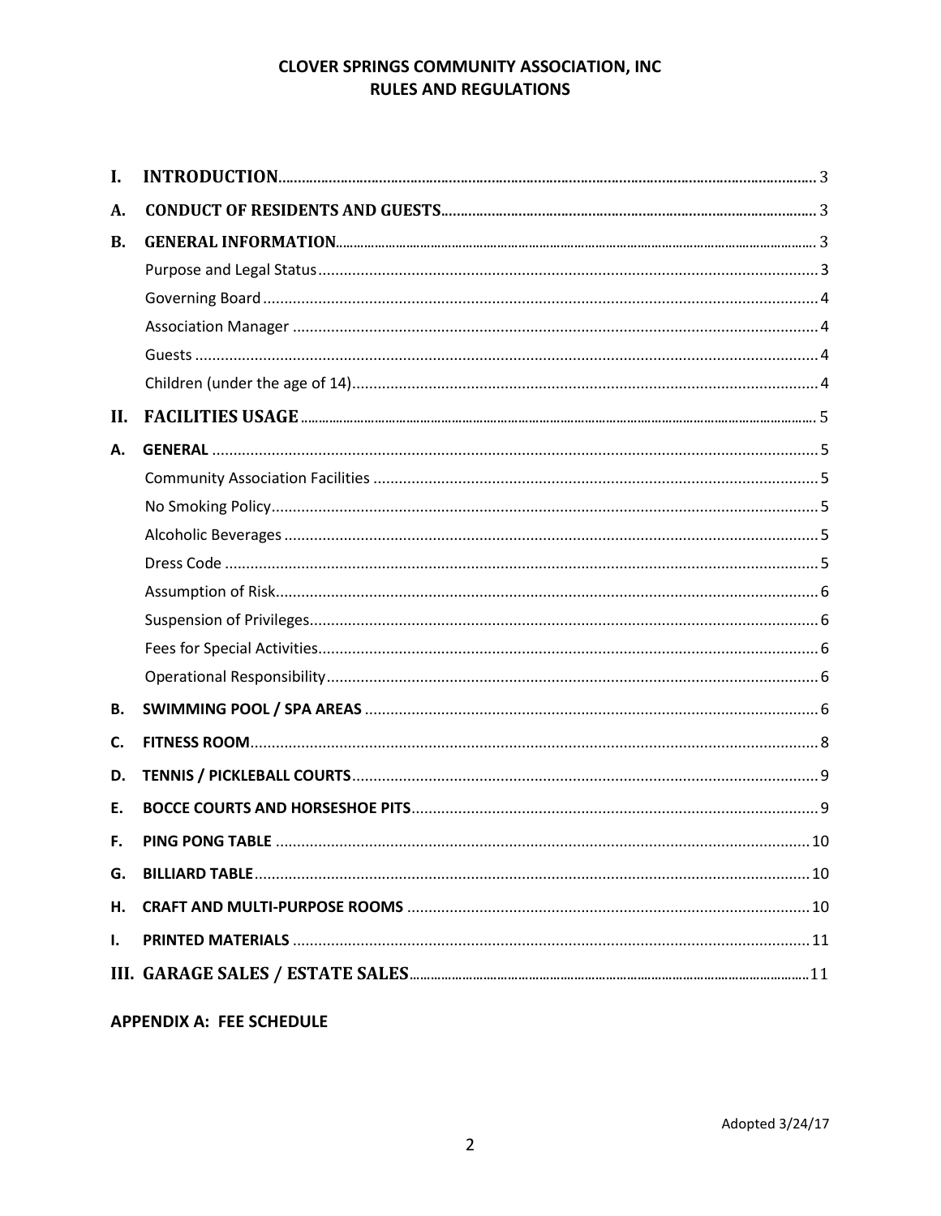# CLOVER SPRINGS COMMUNITY ASSOCIATION, INC
# RULES AND REGULATIONS

| | | |
|---|---|---|
| **I.** | **INTRODUCTION** | 3 |
| **A.** | **CONDUCT OF RESIDENTS AND GUESTS** | 3 |
| **B.** | **GENERAL INFORMATION** | 3 |
| | Purpose and Legal Status | 3 |
| | Governing Board | 4 |
| | Association Manager | 4 |
| | Guests | 4 |
| | Children (under the age of 14) | 4 |
| **II.** | **FACILITIES USAGE** | 5 |
| **A.** | **GENERAL** | 5 |
| | Community Association Facilities | 5 |
| | No Smoking Policy | 5 |
| | Alcoholic Beverages | 5 |
| | Dress Code | 5 |
| | Assumption of Risk | 6 |
| | Suspension of Privileges | 6 |
| | Fees for Special Activities | 6 |
| | Operational Responsibility | 6 |
| **B.** | **SWIMMING POOL / SPA AREAS** | 6 |
| **C.** | **FITNESS ROOM** | 8 |
| **D.** | **TENNIS / PICKLEBALL COURTS** | 9 |
| **E.** | **BOCCE COURTS AND HORSESHOE PITS** | 9 |
| **F.** | **PING PONG TABLE** | 10 |
| **G.** | **BILLIARD TABLE** | 10 |
| **H.** | **CRAFT AND MULTI-PURPOSE ROOMS** | 10 |
| **I.** | **PRINTED MATERIALS** | 11 |
| **III.** | **GARAGE SALES / ESTATE SALES** | 11 |

**APPENDIX A: FEE SCHEDULE**

Adopted 3/24/17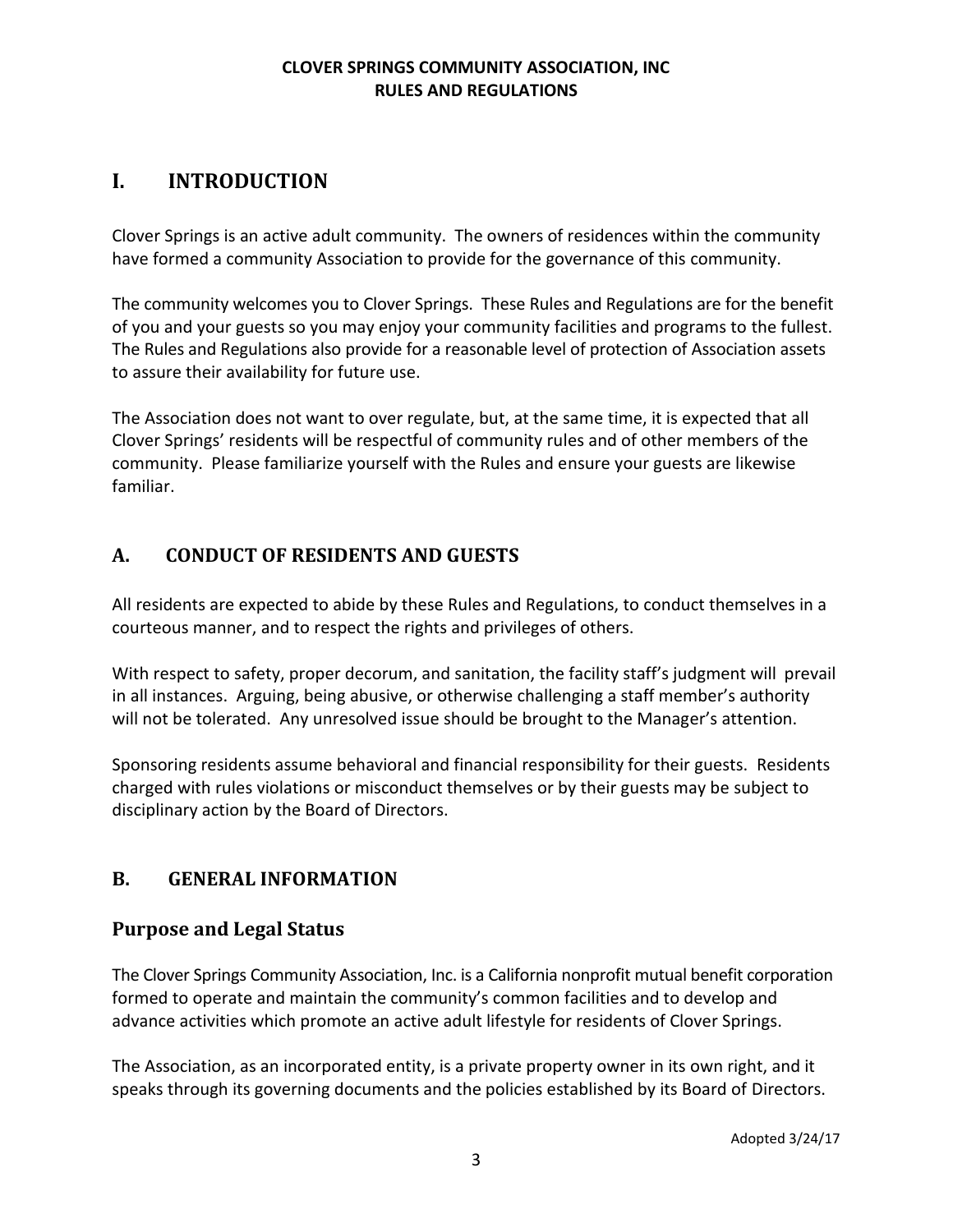# I. INTRODUCTION

Clover Springs is an active adult community. The owners of residences within the community have formed a community Association to provide for the governance of this community.

The community welcomes you to Clover Springs. These Rules and Regulations are for the benefit of you and your guests so you may enjoy your community facilities and programs to the fullest. The Rules and Regulations also provide for a reasonable level of protection of Association assets to assure their availability for future use.

The Association does not want to over regulate, but, at the same time, it is expected that all Clover Springs' residents will be respectful of community rules and of other members of the community. Please familiarize yourself with the Rules and ensure your guests are likewise familiar.

## A. CONDUCT OF RESIDENTS AND GUESTS

All residents are expected to abide by these Rules and Regulations, to conduct themselves in a courteous manner, and to respect the rights and privileges of others.

With respect to safety, proper decorum, and sanitation, the facility staff's judgment will prevail in all instances. Arguing, being abusive, or otherwise challenging a staff member's authority will not be tolerated. Any unresolved issue should be brought to the Manager's attention.

Sponsoring residents assume behavioral and financial responsibility for their guests. Residents charged with rules violations or misconduct themselves or by their guests may be subject to disciplinary action by the Board of Directors.

## B. GENERAL INFORMATION

### Purpose and Legal Status

The Clover Springs Community Association, Inc. is a California nonprofit mutual benefit corporation formed to operate and maintain the community's common facilities and to develop and advance activities which promote an active adult lifestyle for residents of Clover Springs.

The Association, as an incorporated entity, is a private property owner in its own right, and it speaks through its governing documents and the policies established by its Board of Directors.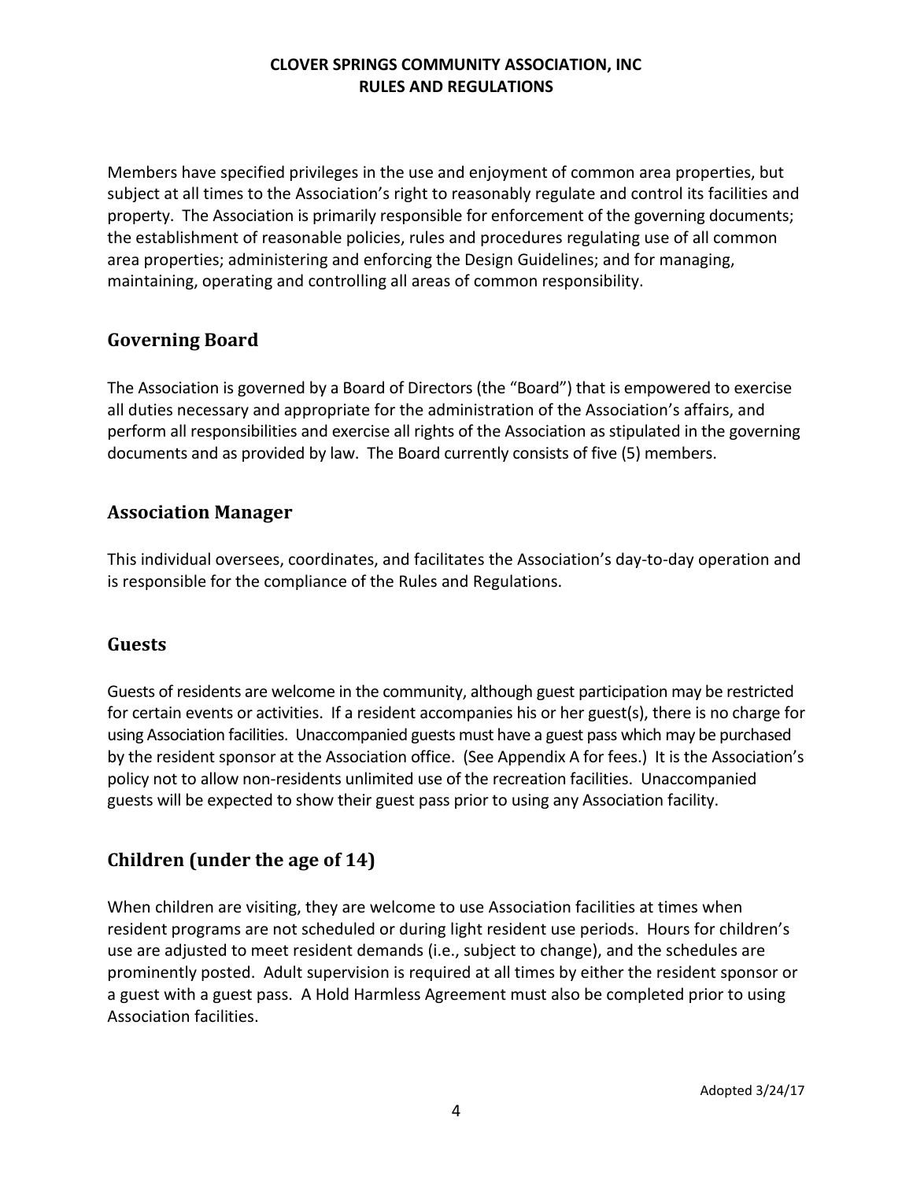Members have specified privileges in the use and enjoyment of common area properties, but subject at all times to the Association's right to reasonably regulate and control its facilities and property. The Association is primarily responsible for enforcement of the governing documents; the establishment of reasonable policies, rules and procedures regulating use of all common area properties; administering and enforcing the Design Guidelines; and for managing, maintaining, operating and controlling all areas of common responsibility.

## Governing Board

The Association is governed by a Board of Directors (the "Board") that is empowered to exercise all duties necessary and appropriate for the administration of the Association's affairs, and perform all responsibilities and exercise all rights of the Association as stipulated in the governing documents and as provided by law. The Board currently consists of five (5) members.

## Association Manager

This individual oversees, coordinates, and facilitates the Association's day-to-day operation and is responsible for the compliance of the Rules and Regulations.

## Guests

Guests of residents are welcome in the community, although guest participation may be restricted for certain events or activities. If a resident accompanies his or her guest(s), there is no charge for using Association facilities. Unaccompanied guests must have a guest pass which may be purchased by the resident sponsor at the Association office. (See Appendix A for fees.) It is the Association's policy not to allow non-residents unlimited use of the recreation facilities. Unaccompanied guests will be expected to show their guest pass prior to using any Association facility.

## Children (under the age of 14)

When children are visiting, they are welcome to use Association facilities at times when resident programs are not scheduled or during light resident use periods. Hours for children's use are adjusted to meet resident demands (i.e., subject to change), and the schedules are prominently posted. Adult supervision is required at all times by either the resident sponsor or a guest with a guest pass. A Hold Harmless Agreement must also be completed prior to using Association facilities.

Adopted 3/24/17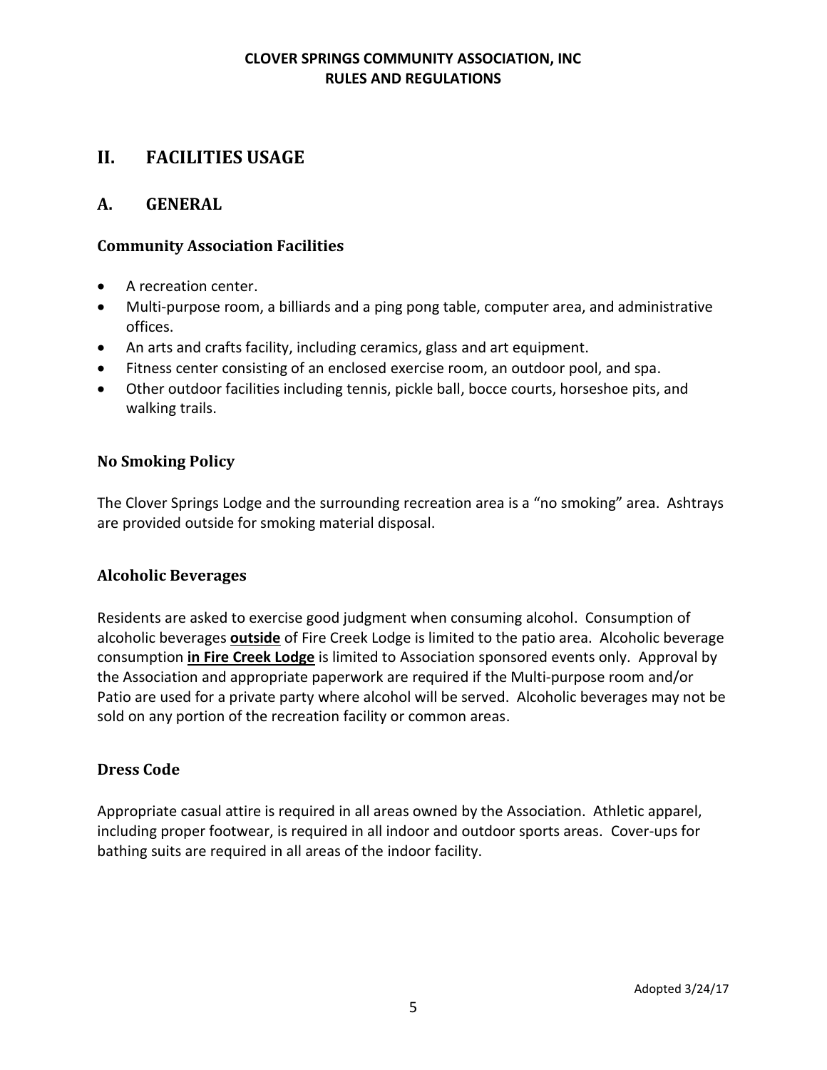## II. FACILITIES USAGE

### A. GENERAL

#### Community Association Facilities

- A recreation center.
- Multi-purpose room, a billiards and a ping pong table, computer area, and administrative offices.
- An arts and crafts facility, including ceramics, glass and art equipment.
- Fitness center consisting of an enclosed exercise room, an outdoor pool, and spa.
- Other outdoor facilities including tennis, pickle ball, bocce courts, horseshoe pits, and walking trails.

#### No Smoking Policy

The Clover Springs Lodge and the surrounding recreation area is a "no smoking" area. Ashtrays are provided outside for smoking material disposal.

#### Alcoholic Beverages

Residents are asked to exercise good judgment when consuming alcohol. Consumption of alcoholic beverages <u>**outside**</u> of Fire Creek Lodge is limited to the patio area. Alcoholic beverage consumption <u>**in Fire Creek Lodge**</u> is limited to Association sponsored events only. Approval by the Association and appropriate paperwork are required if the Multi-purpose room and/or Patio are used for a private party where alcohol will be served. Alcoholic beverages may not be sold on any portion of the recreation facility or common areas.

#### Dress Code

Appropriate casual attire is required in all areas owned by the Association. Athletic apparel, including proper footwear, is required in all indoor and outdoor sports areas. Cover-ups for bathing suits are required in all areas of the indoor facility.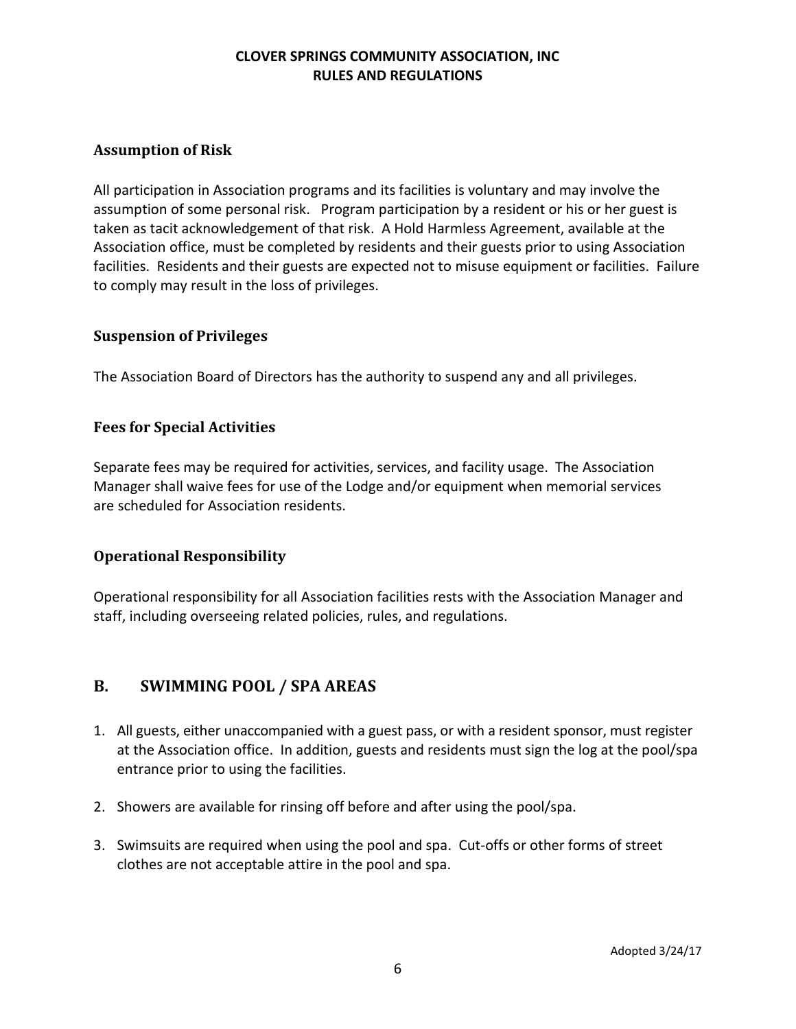### Assumption of Risk

All participation in Association programs and its facilities is voluntary and may involve the assumption of some personal risk. Program participation by a resident or his or her guest is taken as tacit acknowledgement of that risk. A Hold Harmless Agreement, available at the Association office, must be completed by residents and their guests prior to using Association facilities. Residents and their guests are expected not to misuse equipment or facilities. Failure to comply may result in the loss of privileges.

### Suspension of Privileges

The Association Board of Directors has the authority to suspend any and all privileges.

### Fees for Special Activities

Separate fees may be required for activities, services, and facility usage. The Association Manager shall waive fees for use of the Lodge and/or equipment when memorial services are scheduled for Association residents.

### Operational Responsibility

Operational responsibility for all Association facilities rests with the Association Manager and staff, including overseeing related policies, rules, and regulations.

## B. SWIMMING POOL / SPA AREAS

1. All guests, either unaccompanied with a guest pass, or with a resident sponsor, must register at the Association office. In addition, guests and residents must sign the log at the pool/spa entrance prior to using the facilities.
2. Showers are available for rinsing off before and after using the pool/spa.
3. Swimsuits are required when using the pool and spa. Cut-offs or other forms of street clothes are not acceptable attire in the pool and spa.

Adopted 3/24/17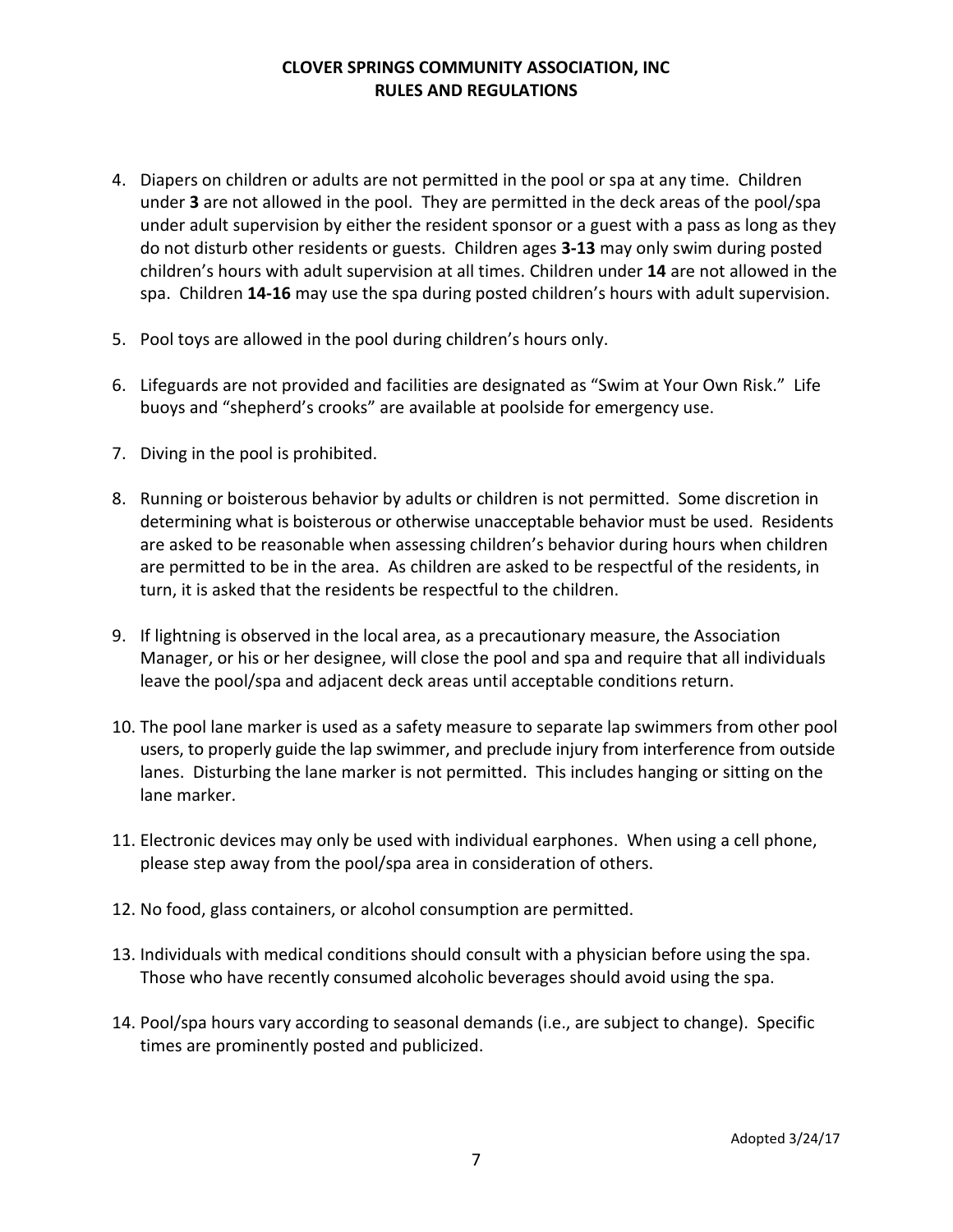4. Diapers on children or adults are not permitted in the pool or spa at any time. Children under **3** are not allowed in the pool. They are permitted in the deck areas of the pool/spa under adult supervision by either the resident sponsor or a guest with a pass as long as they do not disturb other residents or guests. Children ages **3-13** may only swim during posted children's hours with adult supervision at all times. Children under **14** are not allowed in the spa. Children **14-16** may use the spa during posted children's hours with adult supervision.

5. Pool toys are allowed in the pool during children's hours only.

6. Lifeguards are not provided and facilities are designated as "Swim at Your Own Risk." Life buoys and "shepherd's crooks" are available at poolside for emergency use.

7. Diving in the pool is prohibited.

8. Running or boisterous behavior by adults or children is not permitted. Some discretion in determining what is boisterous or otherwise unacceptable behavior must be used. Residents are asked to be reasonable when assessing children's behavior during hours when children are permitted to be in the area. As children are asked to be respectful of the residents, in turn, it is asked that the residents be respectful to the children.

9. If lightning is observed in the local area, as a precautionary measure, the Association Manager, or his or her designee, will close the pool and spa and require that all individuals leave the pool/spa and adjacent deck areas until acceptable conditions return.

10. The pool lane marker is used as a safety measure to separate lap swimmers from other pool users, to properly guide the lap swimmer, and preclude injury from interference from outside lanes. Disturbing the lane marker is not permitted. This includes hanging or sitting on the lane marker.

11. Electronic devices may only be used with individual earphones. When using a cell phone, please step away from the pool/spa area in consideration of others.

12. No food, glass containers, or alcohol consumption are permitted.

13. Individuals with medical conditions should consult with a physician before using the spa. Those who have recently consumed alcoholic beverages should avoid using the spa.

14. Pool/spa hours vary according to seasonal demands (i.e., are subject to change). Specific times are prominently posted and publicized.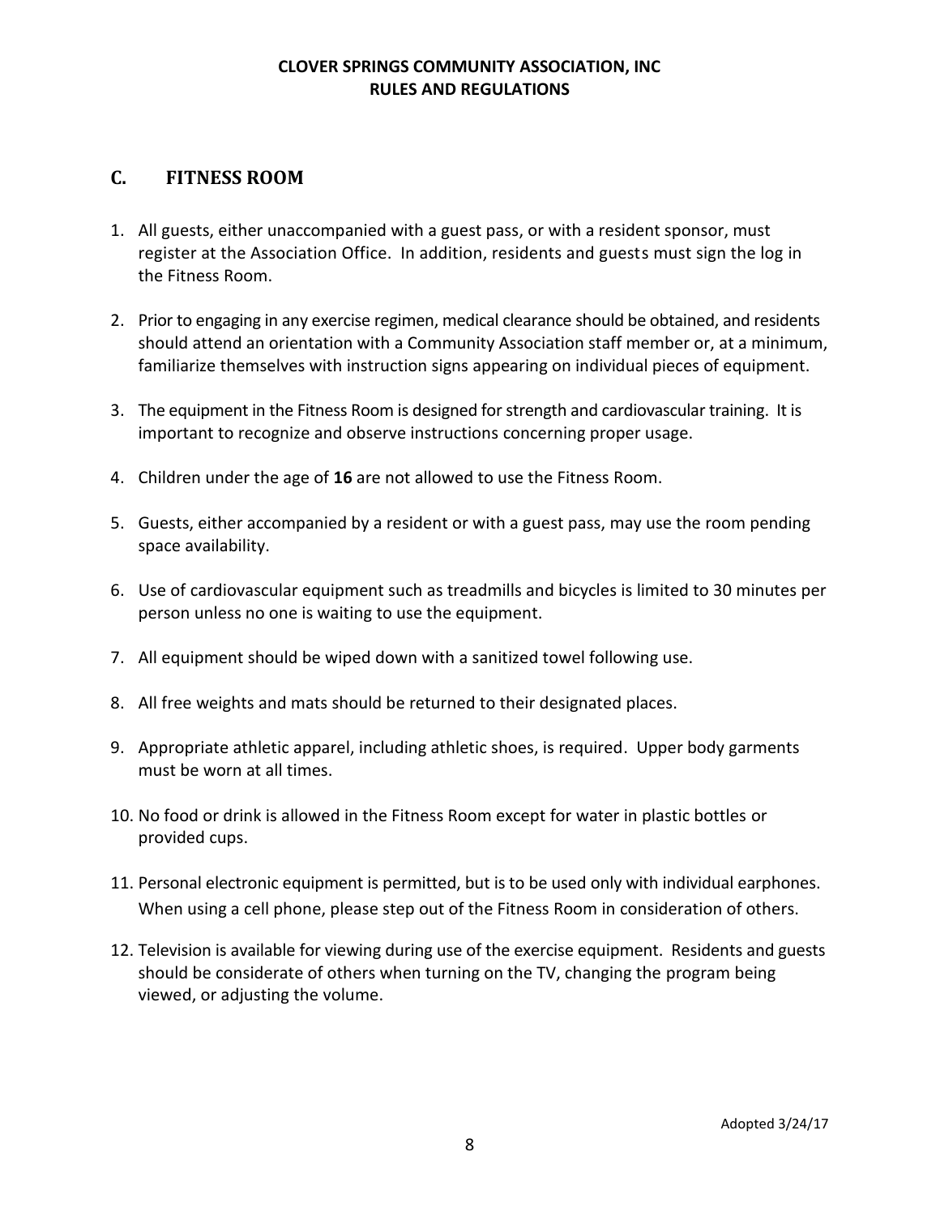## C. FITNESS ROOM

1. All guests, either unaccompanied with a guest pass, or with a resident sponsor, must register at the Association Office. In addition, residents and guests must sign the log in the Fitness Room.

2. Prior to engaging in any exercise regimen, medical clearance should be obtained, and residents should attend an orientation with a Community Association staff member or, at a minimum, familiarize themselves with instruction signs appearing on individual pieces of equipment.

3. The equipment in the Fitness Room is designed for strength and cardiovascular training. It is important to recognize and observe instructions concerning proper usage.

4. Children under the age of **16** are not allowed to use the Fitness Room.

5. Guests, either accompanied by a resident or with a guest pass, may use the room pending space availability.

6. Use of cardiovascular equipment such as treadmills and bicycles is limited to 30 minutes per person unless no one is waiting to use the equipment.

7. All equipment should be wiped down with a sanitized towel following use.

8. All free weights and mats should be returned to their designated places.

9. Appropriate athletic apparel, including athletic shoes, is required. Upper body garments must be worn at all times.

10. No food or drink is allowed in the Fitness Room except for water in plastic bottles or provided cups.

11. Personal electronic equipment is permitted, but is to be used only with individual earphones. When using a cell phone, please step out of the Fitness Room in consideration of others.

12. Television is available for viewing during use of the exercise equipment. Residents and guests should be considerate of others when turning on the TV, changing the program being viewed, or adjusting the volume.

Adopted 3/24/17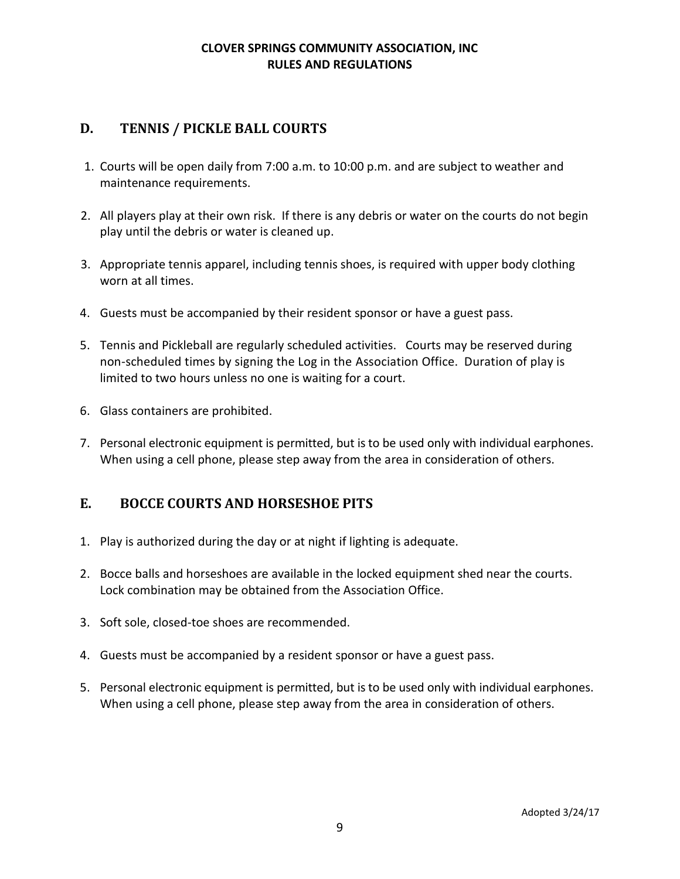## D. TENNIS / PICKLE BALL COURTS

1. Courts will be open daily from 7:00 a.m. to 10:00 p.m. and are subject to weather and maintenance requirements.
2. All players play at their own risk. If there is any debris or water on the courts do not begin play until the debris or water is cleaned up.
3. Appropriate tennis apparel, including tennis shoes, is required with upper body clothing worn at all times.
4. Guests must be accompanied by their resident sponsor or have a guest pass.
5. Tennis and Pickleball are regularly scheduled activities. Courts may be reserved during non-scheduled times by signing the Log in the Association Office. Duration of play is limited to two hours unless no one is waiting for a court.
6. Glass containers are prohibited.
7. Personal electronic equipment is permitted, but is to be used only with individual earphones. When using a cell phone, please step away from the area in consideration of others.

## E. BOCCE COURTS AND HORSESHOE PITS

1. Play is authorized during the day or at night if lighting is adequate.
2. Bocce balls and horseshoes are available in the locked equipment shed near the courts. Lock combination may be obtained from the Association Office.
3. Soft sole, closed-toe shoes are recommended.
4. Guests must be accompanied by a resident sponsor or have a guest pass.
5. Personal electronic equipment is permitted, but is to be used only with individual earphones. When using a cell phone, please step away from the area in consideration of others.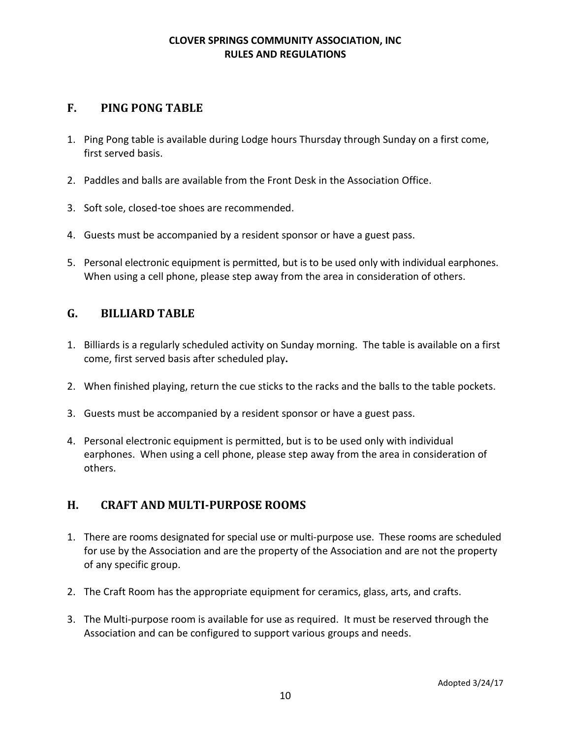## F. PING PONG TABLE

1. Ping Pong table is available during Lodge hours Thursday through Sunday on a first come, first served basis.

2. Paddles and balls are available from the Front Desk in the Association Office.

3. Soft sole, closed-toe shoes are recommended.

4. Guests must be accompanied by a resident sponsor or have a guest pass.

5. Personal electronic equipment is permitted, but is to be used only with individual earphones. When using a cell phone, please step away from the area in consideration of others.

## G. BILLIARD TABLE

1. Billiards is a regularly scheduled activity on Sunday morning. The table is available on a first come, first served basis after scheduled play.

2. When finished playing, return the cue sticks to the racks and the balls to the table pockets.

3. Guests must be accompanied by a resident sponsor or have a guest pass.

4. Personal electronic equipment is permitted, but is to be used only with individual earphones. When using a cell phone, please step away from the area in consideration of others.

## H. CRAFT AND MULTI-PURPOSE ROOMS

1. There are rooms designated for special use or multi-purpose use. These rooms are scheduled for use by the Association and are the property of the Association and are not the property of any specific group.

2. The Craft Room has the appropriate equipment for ceramics, glass, arts, and crafts.

3. The Multi-purpose room is available for use as required. It must be reserved through the Association and can be configured to support various groups and needs.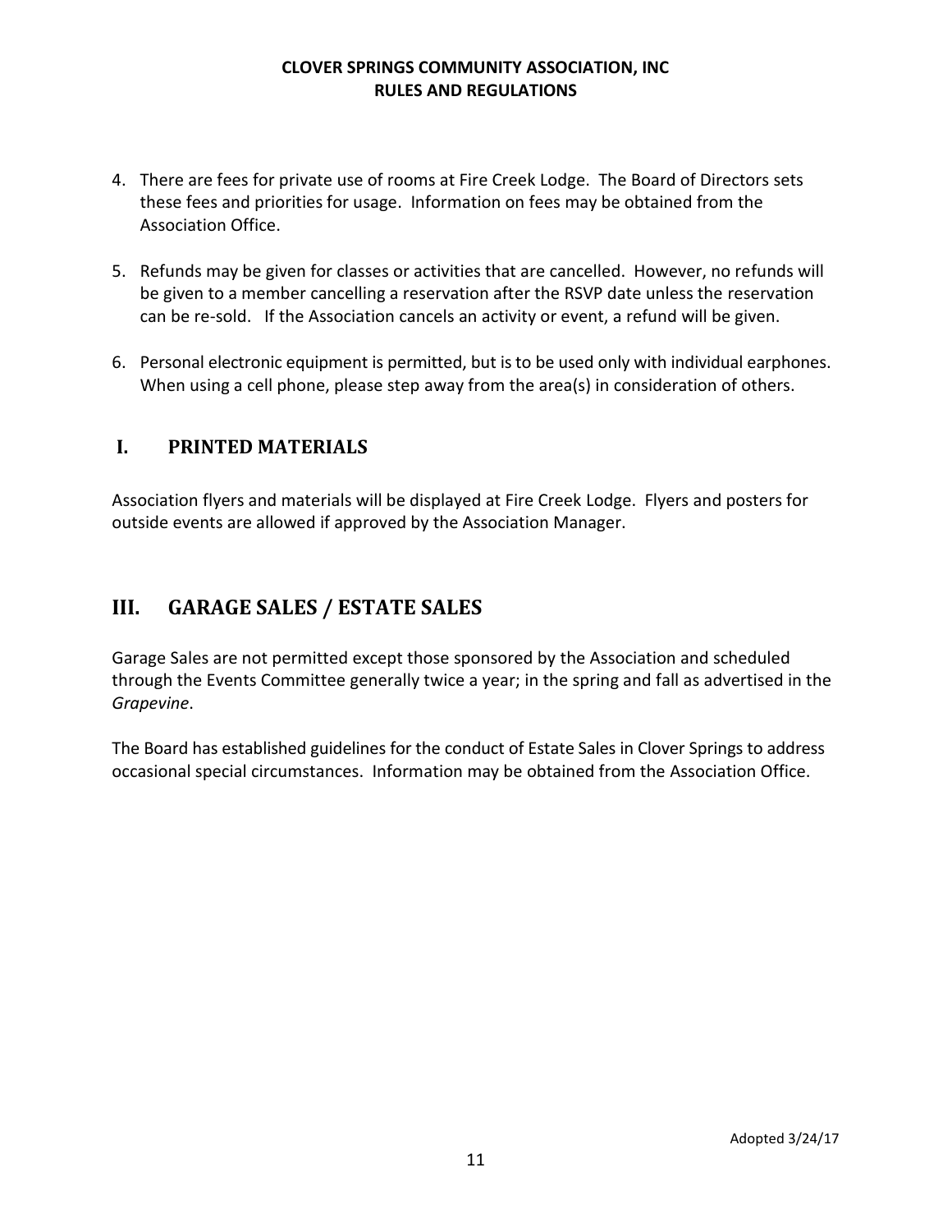4. There are fees for private use of rooms at Fire Creek Lodge. The Board of Directors sets these fees and priorities for usage. Information on fees may be obtained from the Association Office.

5. Refunds may be given for classes or activities that are cancelled. However, no refunds will be given to a member cancelling a reservation after the RSVP date unless the reservation can be re-sold. If the Association cancels an activity or event, a refund will be given.

6. Personal electronic equipment is permitted, but is to be used only with individual earphones. When using a cell phone, please step away from the area(s) in consideration of others.

### I. PRINTED MATERIALS

Association flyers and materials will be displayed at Fire Creek Lodge. Flyers and posters for outside events are allowed if approved by the Association Manager.

## III. GARAGE SALES / ESTATE SALES

Garage Sales are not permitted except those sponsored by the Association and scheduled through the Events Committee generally twice a year; in the spring and fall as advertised in the *Grapevine*.

The Board has established guidelines for the conduct of Estate Sales in Clover Springs to address occasional special circumstances. Information may be obtained from the Association Office.

Adopted 3/24/17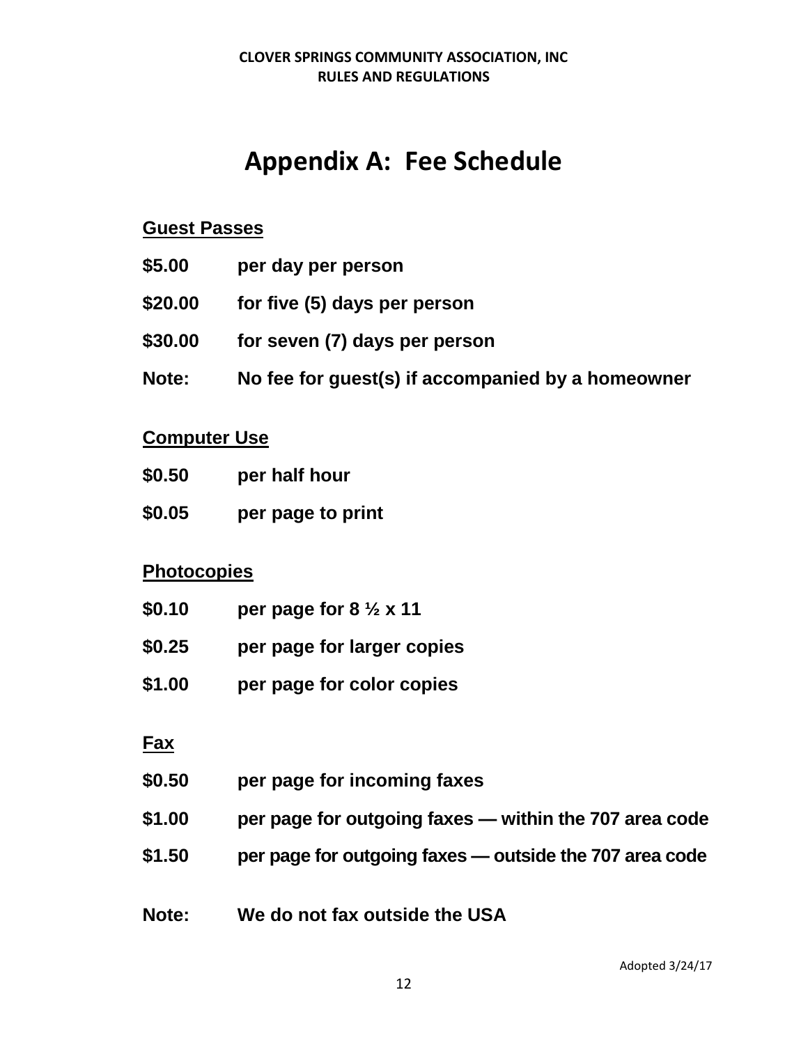# Appendix A: Fee Schedule

**Guest Passes**

| | |
|---|---|
| **$5.00** | **per day per person** |
| **$20.00** | **for five (5) days per person** |
| **$30.00** | **for seven (7) days per person** |
| **Note:** | **No fee for guest(s) if accompanied by a homeowner** |

**Computer Use**

| | |
|---|---|
| **$0.50** | **per half hour** |
| **$0.05** | **per page to print** |

**Photocopies**

| | |
|---|---|
| **$0.10** | **per page for 8 ½ x 11** |
| **$0.25** | **per page for larger copies** |
| **$1.00** | **per page for color copies** |

**Fax**

| | |
|---|---|
| **$0.50** | **per page for incoming faxes** |
| **$1.00** | **per page for outgoing faxes — within the 707 area code** |
| **$1.50** | **per page for outgoing faxes — outside the 707 area code** |

**Note:** **We do not fax outside the USA**

Adopted 3/24/17